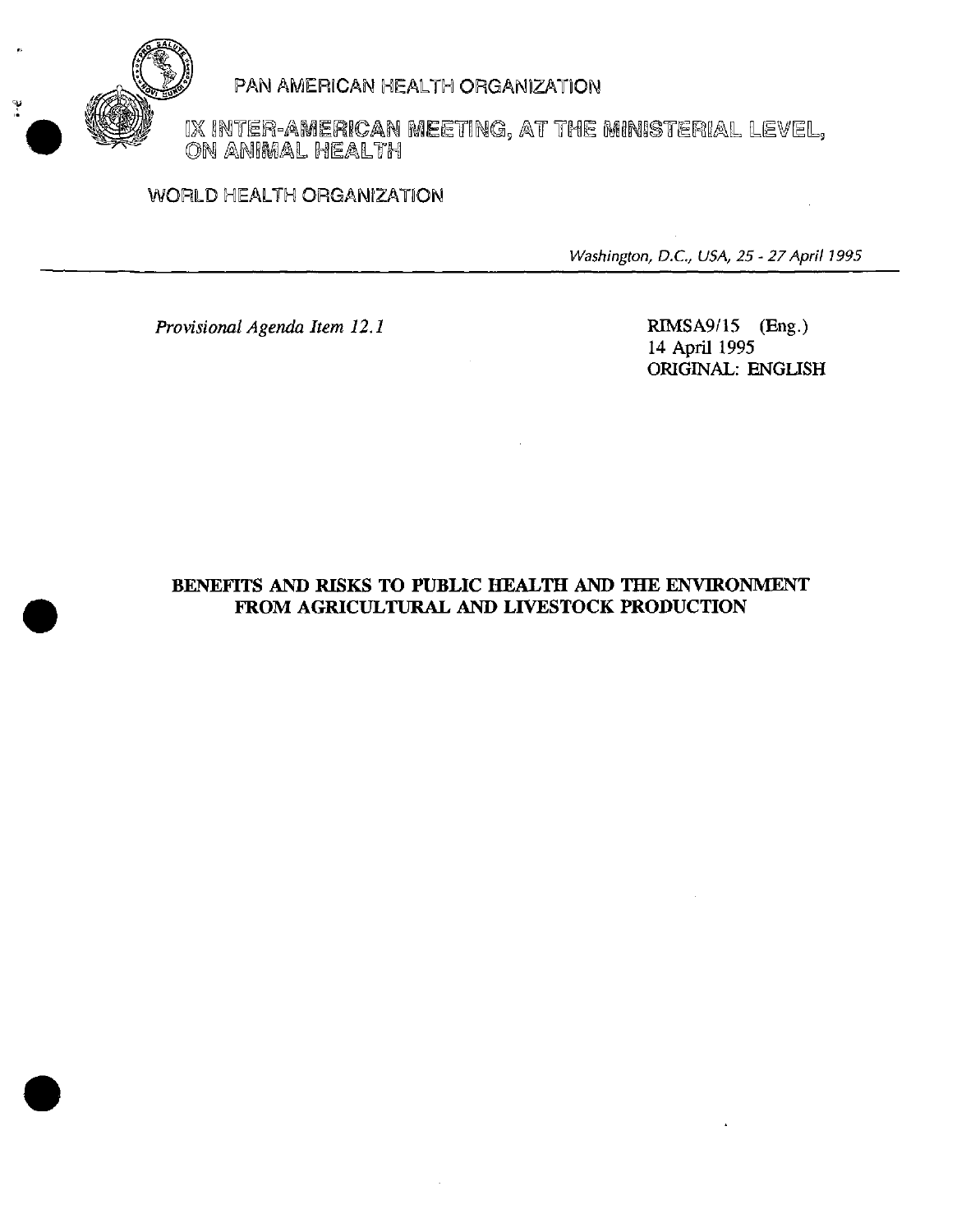PAN AMERICAN HEALTH ORGANIZATION

IX INTER-AMERICAN MEETING, AT THE MINISTERIAL LEVEL, ON ANIMAL HEALTH

WORLD HEALTH ORGANIZATION

*Washington, D.C., USA, 25 - 27 April 1995*

*Provisional Agenda Item 12.1*

RIMSA9/15 (Eng.)
14 April 1995
ORIGINAL: ENGLISH

# BENEFITS AND RISKS TO PUBLIC HEALTH AND THE ENVIRONMENT FROM AGRICULTURAL AND LIVESTOCK PRODUCTION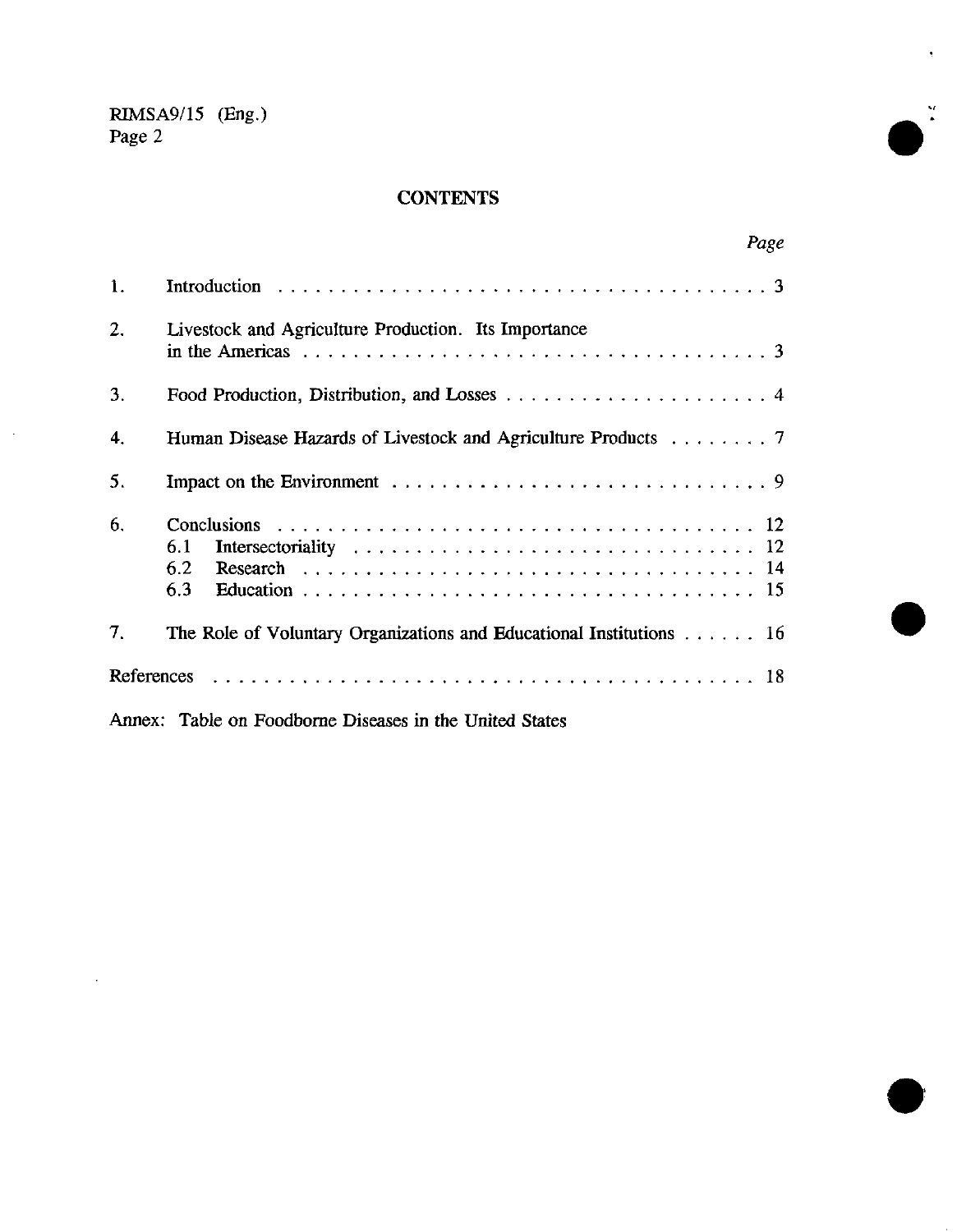## CONTENTS

| | | Page |
|---|---|---|
| 1. | Introduction | 3 |
| 2. | Livestock and Agriculture Production. Its Importance in the Americas | 3 |
| 3. | Food Production, Distribution, and Losses | 4 |
| 4. | Human Disease Hazards of Livestock and Agriculture Products | 7 |
| 5. | Impact on the Environment | 9 |
| 6. | Conclusions | 12 |
| | 6.1 Intersectoriality | 12 |
| | 6.2 Research | 14 |
| | 6.3 Education | 15 |
| 7. | The Role of Voluntary Organizations and Educational Institutions | 16 |
| References | | 18 |

Annex: Table on Foodborne Diseases in the United States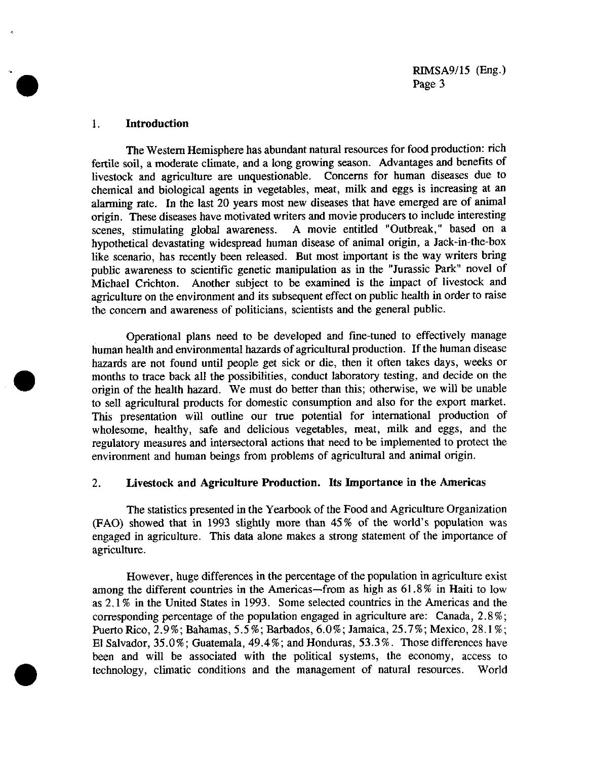## 1. Introduction

The Western Hemisphere has abundant natural resources for food production: rich fertile soil, a moderate climate, and a long growing season. Advantages and benefits of livestock and agriculture are unquestionable. Concerns for human diseases due to chemical and biological agents in vegetables, meat, milk and eggs is increasing at an alarming rate. In the last 20 years most new diseases that have emerged are of animal origin. These diseases have motivated writers and movie producers to include interesting scenes, stimulating global awareness. A movie entitled "Outbreak," based on a hypothetical devastating widespread human disease of animal origin, a Jack-in-the-box like scenario, has recently been released. But most important is the way writers bring public awareness to scientific genetic manipulation as in the "Jurassic Park" novel of Michael Crichton. Another subject to be examined is the impact of livestock and agriculture on the environment and its subsequent effect on public health in order to raise the concern and awareness of politicians, scientists and the general public.

Operational plans need to be developed and fine-tuned to effectively manage human health and environmental hazards of agricultural production. If the human disease hazards are not found until people get sick or die, then it often takes days, weeks or months to trace back all the possibilities, conduct laboratory testing, and decide on the origin of the health hazard. We must do better than this; otherwise, we will be unable to sell agricultural products for domestic consumption and also for the export market. This presentation will outline our true potential for international production of wholesome, healthy, safe and delicious vegetables, meat, milk and eggs, and the regulatory measures and intersectoral actions that need to be implemented to protect the environment and human beings from problems of agricultural and animal origin.

## 2. Livestock and Agriculture Production. Its Importance in the Americas

The statistics presented in the Yearbook of the Food and Agriculture Organization (FAO) showed that in 1993 slightly more than 45% of the world's population was engaged in agriculture. This data alone makes a strong statement of the importance of agriculture.

However, huge differences in the percentage of the population in agriculture exist among the different countries in the Americas—from as high as 61.8% in Haiti to low as 2.1% in the United States in 1993. Some selected countries in the Americas and the corresponding percentage of the population engaged in agriculture are: Canada, 2.8%; Puerto Rico, 2.9%; Bahamas, 5.5%; Barbados, 6.0%; Jamaica, 25.7%; Mexico, 28.1%; El Salvador, 35.0%; Guatemala, 49.4%; and Honduras, 53.3%. Those differences have been and will be associated with the political systems, the economy, access to technology, climatic conditions and the management of natural resources. World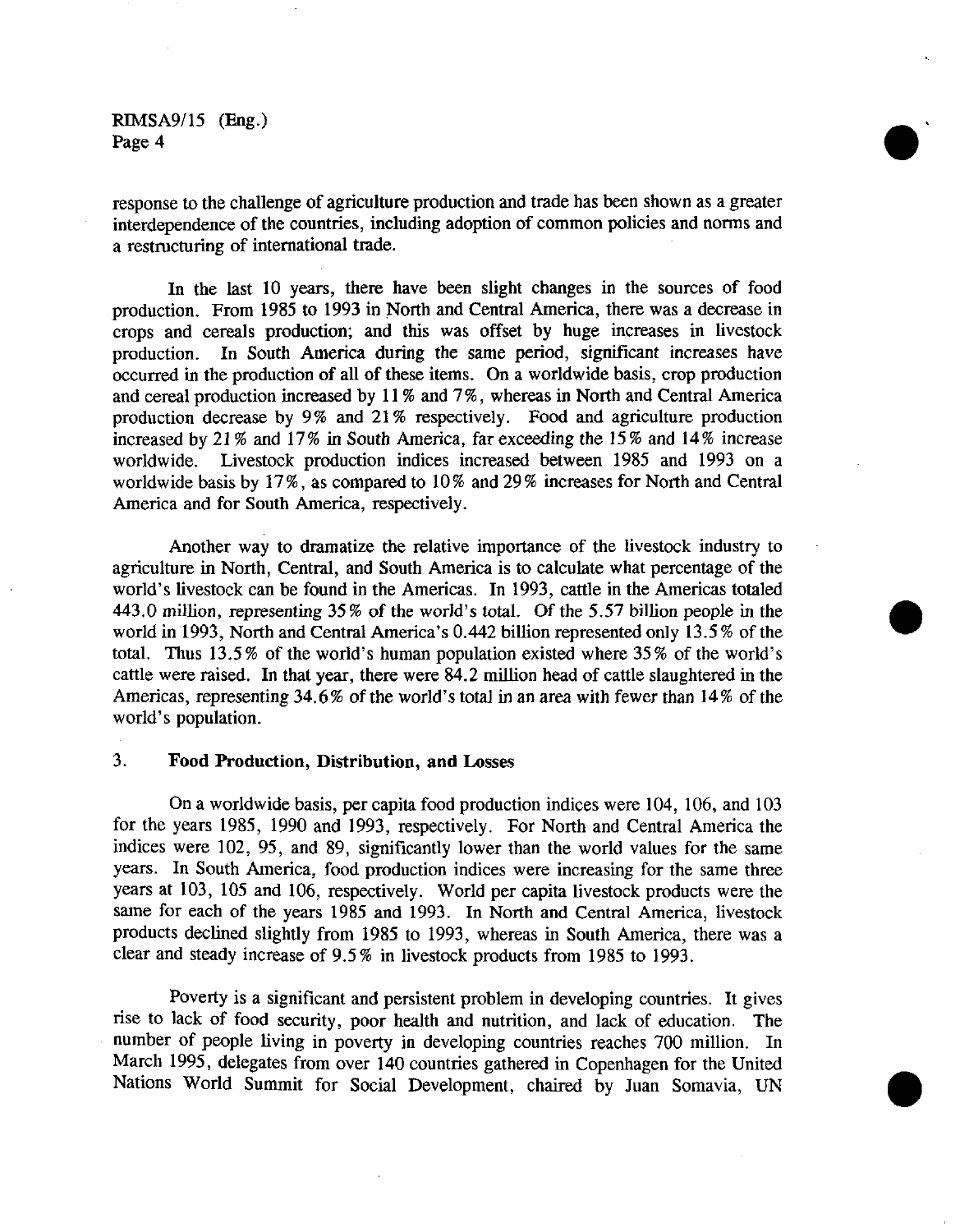response to the challenge of agriculture production and trade has been shown as a greater interdependence of the countries, including adoption of common policies and norms and a restructuring of international trade.

In the last 10 years, there have been slight changes in the sources of food production. From 1985 to 1993 in North and Central America, there was a decrease in crops and cereals production; and this was offset by huge increases in livestock production. In South America during the same period, significant increases have occurred in the production of all of these items. On a worldwide basis, crop production and cereal production increased by 11% and 7%, whereas in North and Central America production decrease by 9% and 21% respectively. Food and agriculture production increased by 21% and 17% in South America, far exceeding the 15% and 14% increase worldwide. Livestock production indices increased between 1985 and 1993 on a worldwide basis by 17%, as compared to 10% and 29% increases for North and Central America and for South America, respectively.

Another way to dramatize the relative importance of the livestock industry to agriculture in North, Central, and South America is to calculate what percentage of the world's livestock can be found in the Americas. In 1993, cattle in the Americas totaled 443.0 million, representing 35% of the world's total. Of the 5.57 billion people in the world in 1993, North and Central America's 0.442 billion represented only 13.5% of the total. Thus 13.5% of the world's human population existed where 35% of the world's cattle were raised. In that year, there were 84.2 million head of cattle slaughtered in the Americas, representing 34.6% of the world's total in an area with fewer than 14% of the world's population.

## 3. Food Production, Distribution, and Losses

On a worldwide basis, per capita food production indices were 104, 106, and 103 for the years 1985, 1990 and 1993, respectively. For North and Central America the indices were 102, 95, and 89, significantly lower than the world values for the same years. In South America, food production indices were increasing for the same three years at 103, 105 and 106, respectively. World per capita livestock products were the same for each of the years 1985 and 1993. In North and Central America, livestock products declined slightly from 1985 to 1993, whereas in South America, there was a clear and steady increase of 9.5% in livestock products from 1985 to 1993.

Poverty is a significant and persistent problem in developing countries. It gives rise to lack of food security, poor health and nutrition, and lack of education. The number of people living in poverty in developing countries reaches 700 million. In March 1995, delegates from over 140 countries gathered in Copenhagen for the United Nations World Summit for Social Development, chaired by Juan Somavia, UN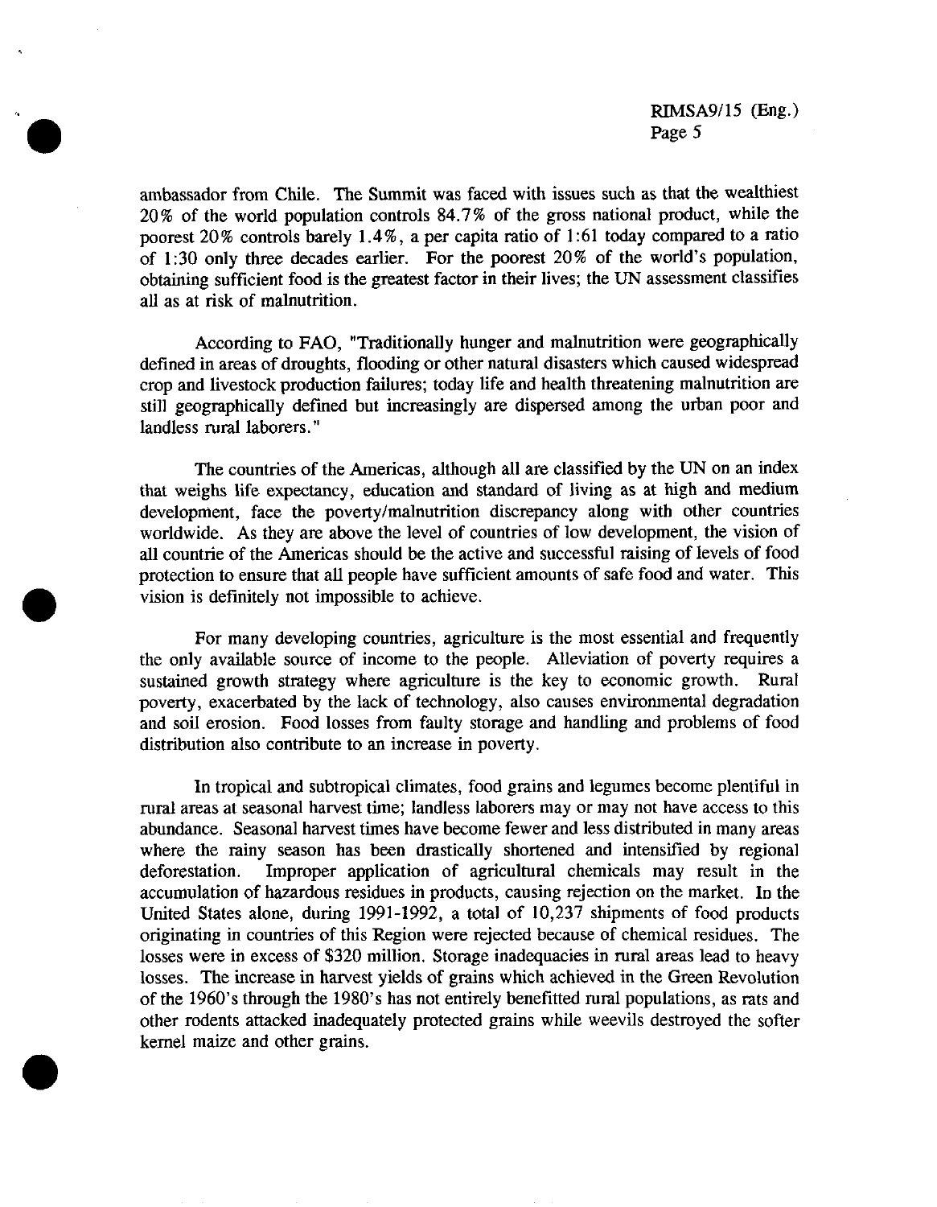ambassador from Chile. The Summit was faced with issues such as that the wealthiest 20% of the world population controls 84.7% of the gross national product, while the poorest 20% controls barely 1.4%, a per capita ratio of 1:61 today compared to a ratio of 1:30 only three decades earlier. For the poorest 20% of the world's population, obtaining sufficient food is the greatest factor in their lives; the UN assessment classifies all as at risk of malnutrition.

According to FAO, "Traditionally hunger and malnutrition were geographically defined in areas of droughts, flooding or other natural disasters which caused widespread crop and livestock production failures; today life and health threatening malnutrition are still geographically defined but increasingly are dispersed among the urban poor and landless rural laborers."

The countries of the Americas, although all are classified by the UN on an index that weighs life expectancy, education and standard of living as at high and medium development, face the poverty/malnutrition discrepancy along with other countries worldwide. As they are above the level of countries of low development, the vision of all countrie of the Americas should be the active and successful raising of levels of food protection to ensure that all people have sufficient amounts of safe food and water. This vision is definitely not impossible to achieve.

For many developing countries, agriculture is the most essential and frequently the only available source of income to the people. Alleviation of poverty requires a sustained growth strategy where agriculture is the key to economic growth. Rural poverty, exacerbated by the lack of technology, also causes environmental degradation and soil erosion. Food losses from faulty storage and handling and problems of food distribution also contribute to an increase in poverty.

In tropical and subtropical climates, food grains and legumes become plentiful in rural areas at seasonal harvest time; landless laborers may or may not have access to this abundance. Seasonal harvest times have become fewer and less distributed in many areas where the rainy season has been drastically shortened and intensified by regional deforestation. Improper application of agricultural chemicals may result in the accumulation of hazardous residues in products, causing rejection on the market. In the United States alone, during 1991-1992, a total of 10,237 shipments of food products originating in countries of this Region were rejected because of chemical residues. The losses were in excess of $320 million. Storage inadequacies in rural areas lead to heavy losses. The increase in harvest yields of grains which achieved in the Green Revolution of the 1960's through the 1980's has not entirely benefitted rural populations, as rats and other rodents attacked inadequately protected grains while weevils destroyed the softer kernel maize and other grains.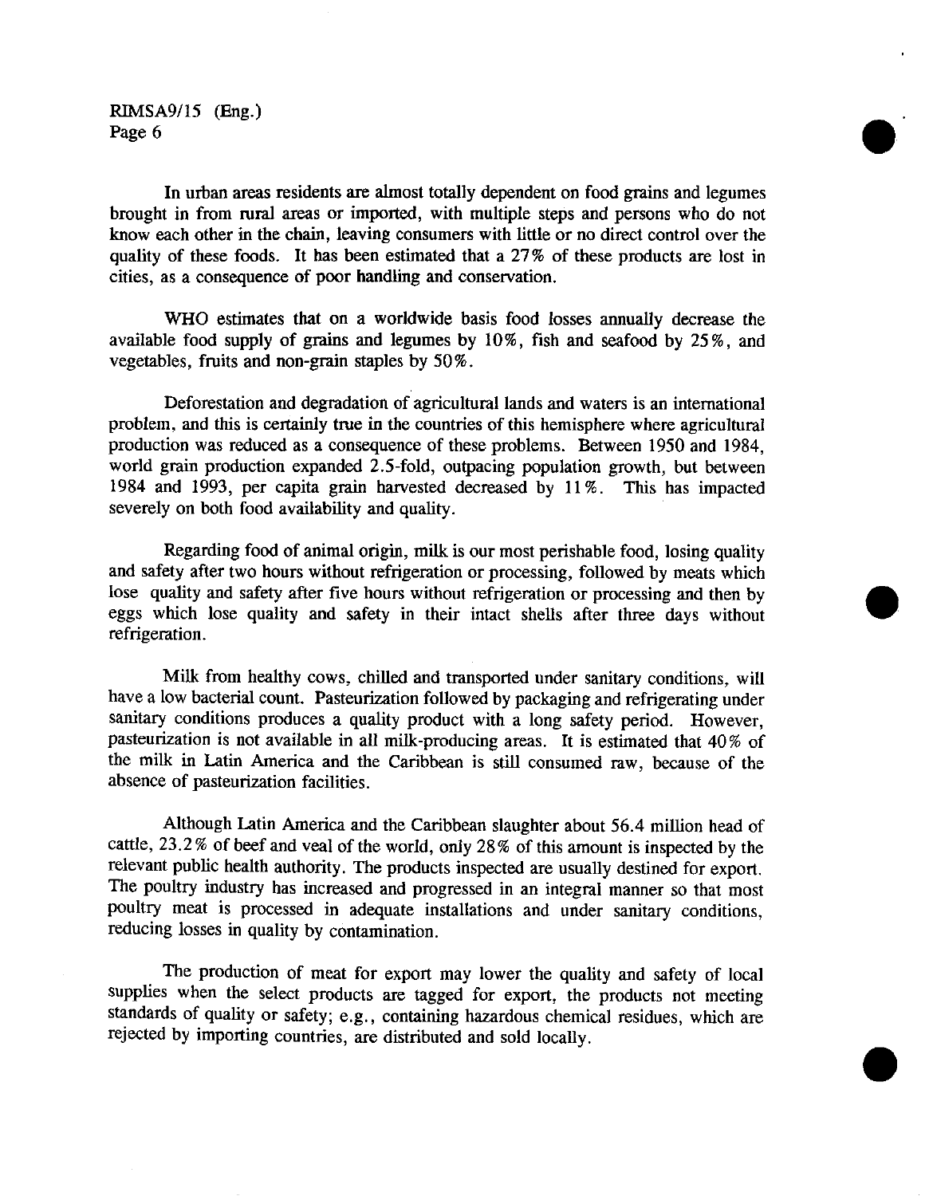In urban areas residents are almost totally dependent on food grains and legumes brought in from rural areas or imported, with multiple steps and persons who do not know each other in the chain, leaving consumers with little or no direct control over the quality of these foods. It has been estimated that a 27% of these products are lost in cities, as a consequence of poor handling and conservation.

WHO estimates that on a worldwide basis food losses annually decrease the available food supply of grains and legumes by 10%, fish and seafood by 25%, and vegetables, fruits and non-grain staples by 50%.

Deforestation and degradation of agricultural lands and waters is an international problem, and this is certainly true in the countries of this hemisphere where agricultural production was reduced as a consequence of these problems. Between 1950 and 1984, world grain production expanded 2.5-fold, outpacing population growth, but between 1984 and 1993, per capita grain harvested decreased by 11%. This has impacted severely on both food availability and quality.

Regarding food of animal origin, milk is our most perishable food, losing quality and safety after two hours without refrigeration or processing, followed by meats which lose quality and safety after five hours without refrigeration or processing and then by eggs which lose quality and safety in their intact shells after three days without refrigeration.

Milk from healthy cows, chilled and transported under sanitary conditions, will have a low bacterial count. Pasteurization followed by packaging and refrigerating under sanitary conditions produces a quality product with a long safety period. However, pasteurization is not available in all milk-producing areas. It is estimated that 40% of the milk in Latin America and the Caribbean is still consumed raw, because of the absence of pasteurization facilities.

Although Latin America and the Caribbean slaughter about 56.4 million head of cattle, 23.2% of beef and veal of the world, only 28% of this amount is inspected by the relevant public health authority. The products inspected are usually destined for export. The poultry industry has increased and progressed in an integral manner so that most poultry meat is processed in adequate installations and under sanitary conditions, reducing losses in quality by contamination.

The production of meat for export may lower the quality and safety of local supplies when the select products are tagged for export, the products not meeting standards of quality or safety; e.g., containing hazardous chemical residues, which are rejected by importing countries, are distributed and sold locally.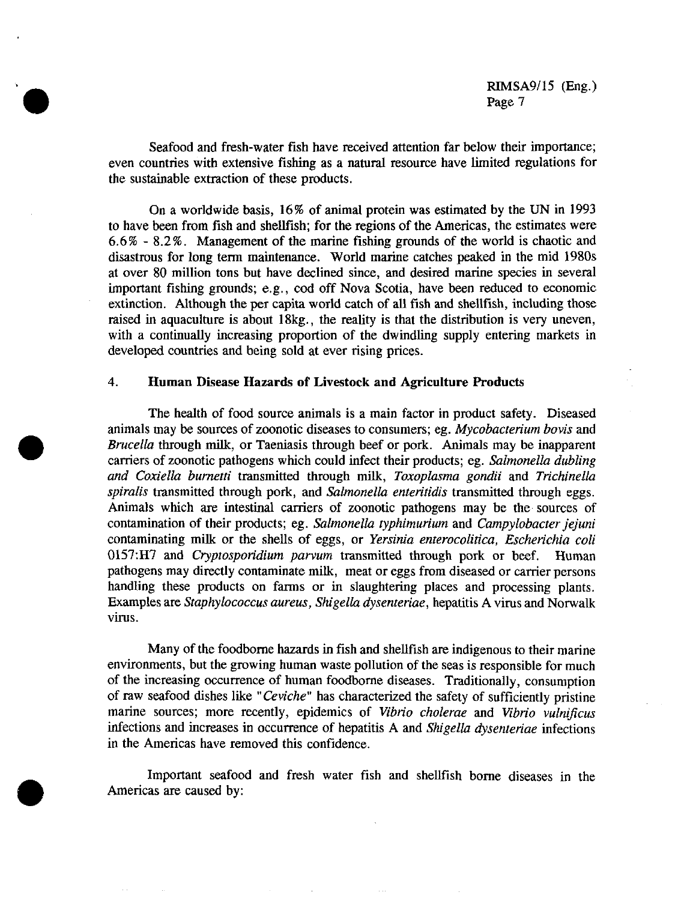Seafood and fresh-water fish have received attention far below their importance; even countries with extensive fishing as a natural resource have limited regulations for the sustainable extraction of these products.

On a worldwide basis, 16% of animal protein was estimated by the UN in 1993 to have been from fish and shellfish; for the regions of the Americas, the estimates were 6.6% - 8.2%. Management of the marine fishing grounds of the world is chaotic and disastrous for long term maintenance. World marine catches peaked in the mid 1980s at over 80 million tons but have declined since, and desired marine species in several important fishing grounds; e.g., cod off Nova Scotia, have been reduced to economic extinction. Although the per capita world catch of all fish and shellfish, including those raised in aquaculture is about 18kg., the reality is that the distribution is very uneven, with a continually increasing proportion of the dwindling supply entering markets in developed countries and being sold at ever rising prices.

## 4. Human Disease Hazards of Livestock and Agriculture Products

The health of food source animals is a main factor in product safety. Diseased animals may be sources of zoonotic diseases to consumers; eg. *Mycobacterium bovis* and *Brucella* through milk, or Taeniasis through beef or pork. Animals may be inapparent carriers of zoonotic pathogens which could infect their products; eg. *Salmonella dubling and Coxiella burnetti* transmitted through milk, *Toxoplasma gondii* and *Trichinella spiralis* transmitted through pork, and *Salmonella enteritidis* transmitted through eggs. Animals which are intestinal carriers of zoonotic pathogens may be the sources of contamination of their products; eg. *Salmonella typhimurium* and *Campylobacter jejuni* contaminating milk or the shells of eggs, or *Yersinia enterocolitica, Escherichia coli* 0157:H7 and *Cryptosporidium parvum* transmitted through pork or beef. Human pathogens may directly contaminate milk, meat or eggs from diseased or carrier persons handling these products on farms or in slaughtering places and processing plants. Examples are *Staphylococcus aureus, Shigella dysenteriae*, hepatitis A virus and Norwalk virus.

Many of the foodborne hazards in fish and shellfish are indigenous to their marine environments, but the growing human waste pollution of the seas is responsible for much of the increasing occurrence of human foodborne diseases. Traditionally, consumption of raw seafood dishes like "*Ceviche*" has characterized the safety of sufficiently pristine marine sources; more recently, epidemics of *Vibrio cholerae* and *Vibrio vulnificus* infections and increases in occurrence of hepatitis A and *Shigella dysenteriae* infections in the Americas have removed this confidence.

Important seafood and fresh water fish and shellfish borne diseases in the Americas are caused by: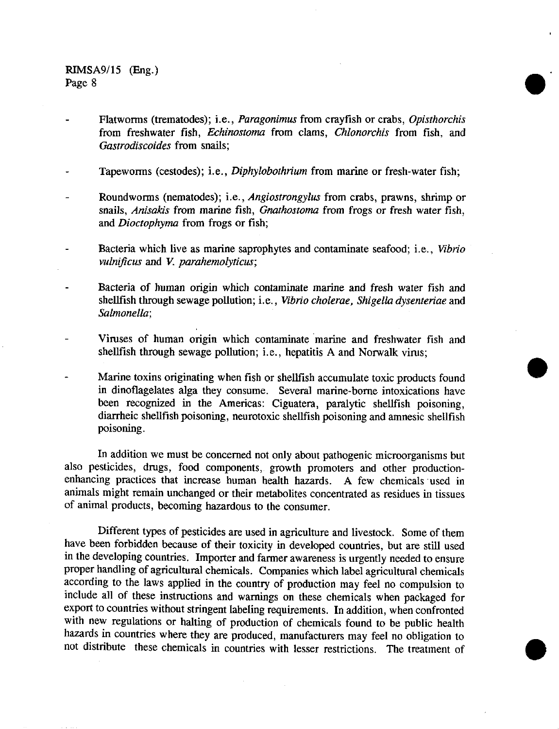- Flatworms (trematodes); i.e., *Paragonimus* from crayfish or crabs, *Opisthorchis* from freshwater fish, *Echinostoma* from clams, *Chlonorchis* from fish, and *Gastrodiscoides* from snails;

- Tapeworms (cestodes); i.e., *Diphylobothrium* from marine or fresh-water fish;

- Roundworms (nematodes); i.e., *Angiostrongylus* from crabs, prawns, shrimp or snails, *Anisakis* from marine fish, *Gnathostoma* from frogs or fresh water fish, and *Dioctophyma* from frogs or fish;

- Bacteria which live as marine saprophytes and contaminate seafood; i.e., *Vibrio vulnificus* and *V. parahemolyticus*;

- Bacteria of human origin which contaminate marine and fresh water fish and shellfish through sewage pollution; i.e., *Vibrio cholerae, Shigella dysenteriae* and *Salmonella*;

- Viruses of human origin which contaminate marine and freshwater fish and shellfish through sewage pollution; i.e., hepatitis A and Norwalk virus;

- Marine toxins originating when fish or shellfish accumulate toxic products found in dinoflagelates alga they consume. Several marine-borne intoxications have been recognized in the Americas: Ciguatera, paralytic shellfish poisoning, diarrheic shellfish poisoning, neurotoxic shellfish poisoning and amnesic shellfish poisoning.

In addition we must be concerned not only about pathogenic microorganisms but also pesticides, drugs, food components, growth promoters and other production-enhancing practices that increase human health hazards. A few chemicals used in animals might remain unchanged or their metabolites concentrated as residues in tissues of animal products, becoming hazardous to the consumer.

Different types of pesticides are used in agriculture and livestock. Some of them have been forbidden because of their toxicity in developed countries, but are still used in the developing countries. Importer and farmer awareness is urgently needed to ensure proper handling of agricultural chemicals. Companies which label agricultural chemicals according to the laws applied in the country of production may feel no compulsion to include all of these instructions and warnings on these chemicals when packaged for export to countries without stringent labeling requirements. In addition, when confronted with new regulations or halting of production of chemicals found to be public health hazards in countries where they are produced, manufacturers may feel no obligation to not distribute these chemicals in countries with lesser restrictions. The treatment of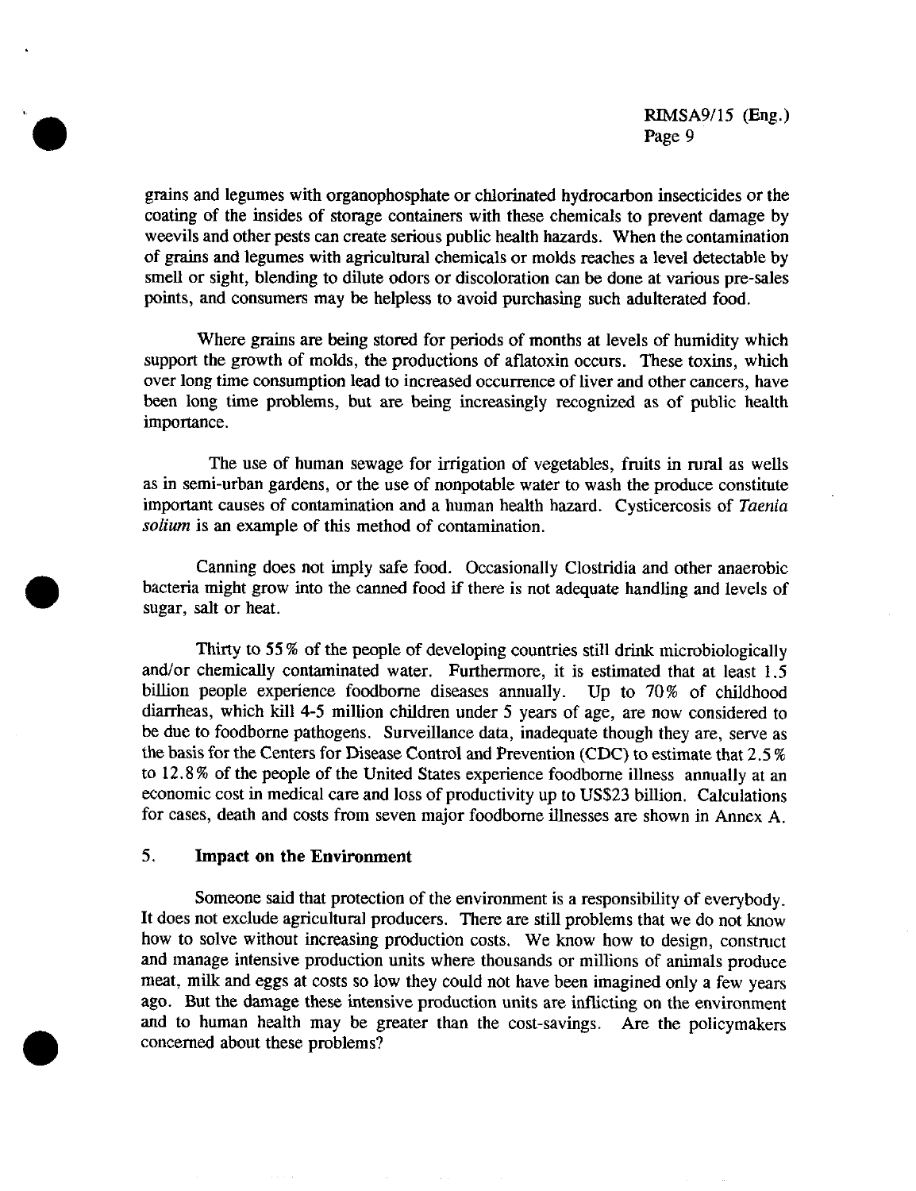grains and legumes with organophosphate or chlorinated hydrocarbon insecticides or the coating of the insides of storage containers with these chemicals to prevent damage by weevils and other pests can create serious public health hazards. When the contamination of grains and legumes with agricultural chemicals or molds reaches a level detectable by smell or sight, blending to dilute odors or discoloration can be done at various pre-sales points, and consumers may be helpless to avoid purchasing such adulterated food.

Where grains are being stored for periods of months at levels of humidity which support the growth of molds, the productions of aflatoxin occurs. These toxins, which over long time consumption lead to increased occurrence of liver and other cancers, have been long time problems, but are being increasingly recognized as of public health importance.

The use of human sewage for irrigation of vegetables, fruits in rural as wells as in semi-urban gardens, or the use of nonpotable water to wash the produce constitute important causes of contamination and a human health hazard. Cysticercosis of *Taenia solium* is an example of this method of contamination.

Canning does not imply safe food. Occasionally Clostridia and other anaerobic bacteria might grow into the canned food if there is not adequate handling and levels of sugar, salt or heat.

Thirty to 55% of the people of developing countries still drink microbiologically and/or chemically contaminated water. Furthermore, it is estimated that at least 1.5 billion people experience foodborne diseases annually. Up to 70% of childhood diarrheas, which kill 4-5 million children under 5 years of age, are now considered to be due to foodborne pathogens. Surveillance data, inadequate though they are, serve as the basis for the Centers for Disease Control and Prevention (CDC) to estimate that 2.5% to 12.8% of the people of the United States experience foodborne illness annually at an economic cost in medical care and loss of productivity up to US$23 billion. Calculations for cases, death and costs from seven major foodborne illnesses are shown in Annex A.

## 5. Impact on the Environment

Someone said that protection of the environment is a responsibility of everybody. It does not exclude agricultural producers. There are still problems that we do not know how to solve without increasing production costs. We know how to design, construct and manage intensive production units where thousands or millions of animals produce meat, milk and eggs at costs so low they could not have been imagined only a few years ago. But the damage these intensive production units are inflicting on the environment and to human health may be greater than the cost-savings. Are the policymakers concerned about these problems?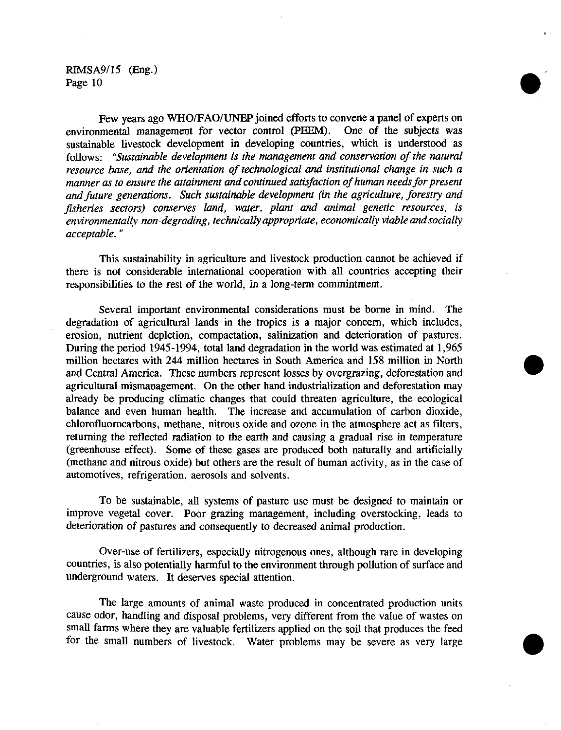Few years ago WHO/FAO/UNEP joined efforts to convene a panel of experts on environmental management for vector control (PEEM). One of the subjects was sustainable livestock development in developing countries, which is understood as follows: *"Sustainable development is the management and conservation of the natural resource base, and the orientation of technological and institutional change in such a manner as to ensure the attainment and continued satisfaction of human needs for present and future generations. Such sustainable development (in the agriculture, forestry and fisheries sectors) conserves land, water, plant and animal genetic resources, is environmentally non-degrading, technically appropriate, economically viable and socially acceptable."*

This sustainability in agriculture and livestock production cannot be achieved if there is not considerable international cooperation with all countries accepting their responsibilities to the rest of the world, in a long-term commintment.

Several important environmental considerations must be borne in mind. The degradation of agricultural lands in the tropics is a major concern, which includes, erosion, nutrient depletion, compactation, salinization and deterioration of pastures. During the period 1945-1994, total land degradation in the world was estimated at 1,965 million hectares with 244 million hectares in South America and 158 million in North and Central America. These numbers represent losses by overgrazing, deforestation and agricultural mismanagement. On the other hand industrialization and deforestation may already be producing climatic changes that could threaten agriculture, the ecological balance and even human health. The increase and accumulation of carbon dioxide, chlorofluorocarbons, methane, nitrous oxide and ozone in the atmosphere act as filters, returning the reflected radiation to the earth and causing a gradual rise in temperature (greenhouse effect). Some of these gases are produced both naturally and artificially (methane and nitrous oxide) but others are the result of human activity, as in the case of automotives, refrigeration, aerosols and solvents.

To be sustainable, all systems of pasture use must be designed to maintain or improve vegetal cover. Poor grazing management, including overstocking, leads to deterioration of pastures and consequently to decreased animal production.

Over-use of fertilizers, especially nitrogenous ones, although rare in developing countries, is also potentially harmful to the environment through pollution of surface and underground waters. It deserves special attention.

The large amounts of animal waste produced in concentrated production units cause odor, handling and disposal problems, very different from the value of wastes on small farms where they are valuable fertilizers applied on the soil that produces the feed for the small numbers of livestock. Water problems may be severe as very large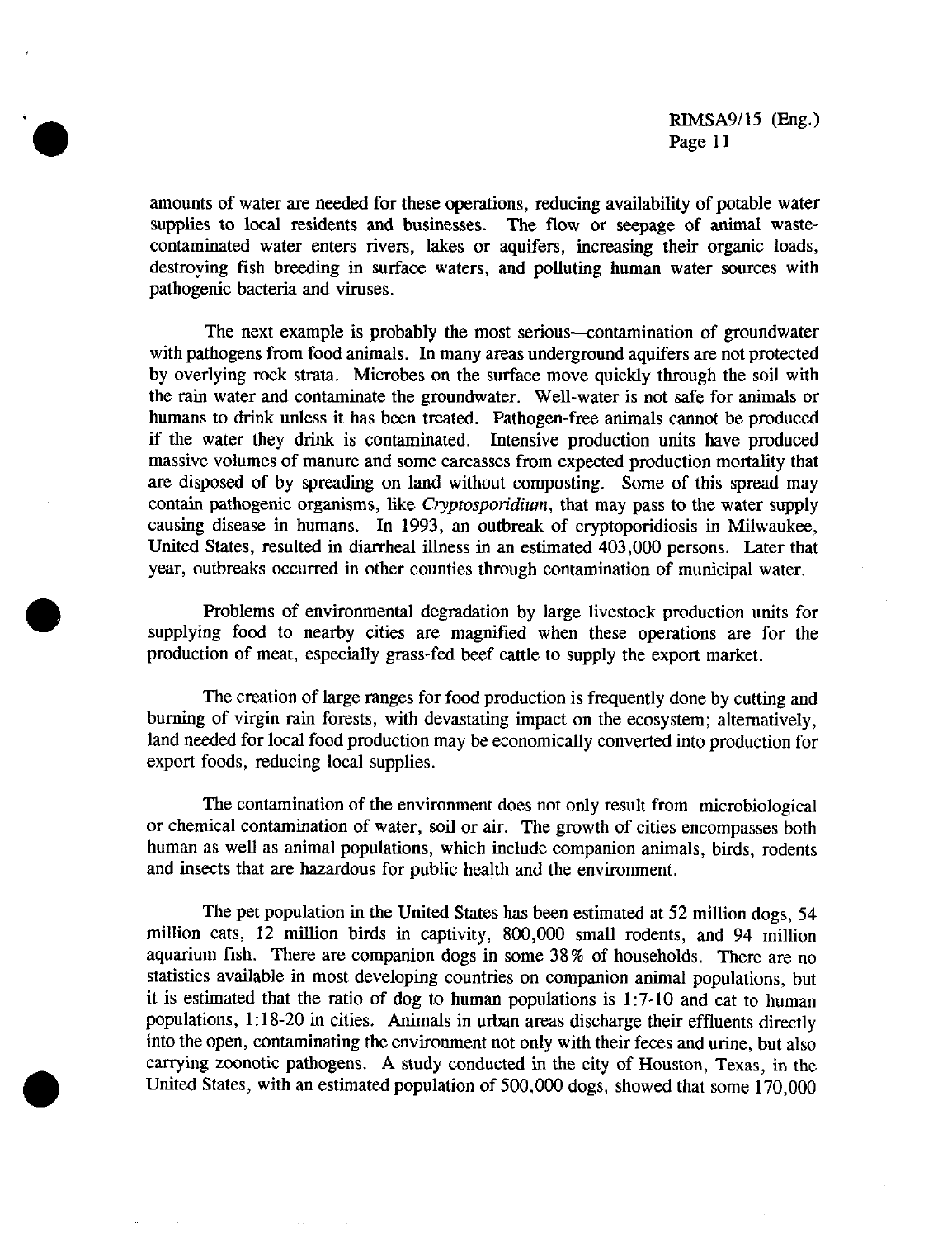amounts of water are needed for these operations, reducing availability of potable water supplies to local residents and businesses. The flow or seepage of animal waste-contaminated water enters rivers, lakes or aquifers, increasing their organic loads, destroying fish breeding in surface waters, and polluting human water sources with pathogenic bacteria and viruses.

The next example is probably the most serious—contamination of groundwater with pathogens from food animals. In many areas underground aquifers are not protected by overlying rock strata. Microbes on the surface move quickly through the soil with the rain water and contaminate the groundwater. Well-water is not safe for animals or humans to drink unless it has been treated. Pathogen-free animals cannot be produced if the water they drink is contaminated. Intensive production units have produced massive volumes of manure and some carcasses from expected production mortality that are disposed of by spreading on land without composting. Some of this spread may contain pathogenic organisms, like *Cryptosporidium*, that may pass to the water supply causing disease in humans. In 1993, an outbreak of cryptoporidiosis in Milwaukee, United States, resulted in diarrheal illness in an estimated 403,000 persons. Later that year, outbreaks occurred in other counties through contamination of municipal water.

Problems of environmental degradation by large livestock production units for supplying food to nearby cities are magnified when these operations are for the production of meat, especially grass-fed beef cattle to supply the export market.

The creation of large ranges for food production is frequently done by cutting and burning of virgin rain forests, with devastating impact on the ecosystem; alternatively, land needed for local food production may be economically converted into production for export foods, reducing local supplies.

The contamination of the environment does not only result from microbiological or chemical contamination of water, soil or air. The growth of cities encompasses both human as well as animal populations, which include companion animals, birds, rodents and insects that are hazardous for public health and the environment.

The pet population in the United States has been estimated at 52 million dogs, 54 million cats, 12 million birds in captivity, 800,000 small rodents, and 94 million aquarium fish. There are companion dogs in some 38% of households. There are no statistics available in most developing countries on companion animal populations, but it is estimated that the ratio of dog to human populations is 1:7-10 and cat to human populations, 1:18-20 in cities. Animals in urban areas discharge their effluents directly into the open, contaminating the environment not only with their feces and urine, but also carrying zoonotic pathogens. A study conducted in the city of Houston, Texas, in the United States, with an estimated population of 500,000 dogs, showed that some 170,000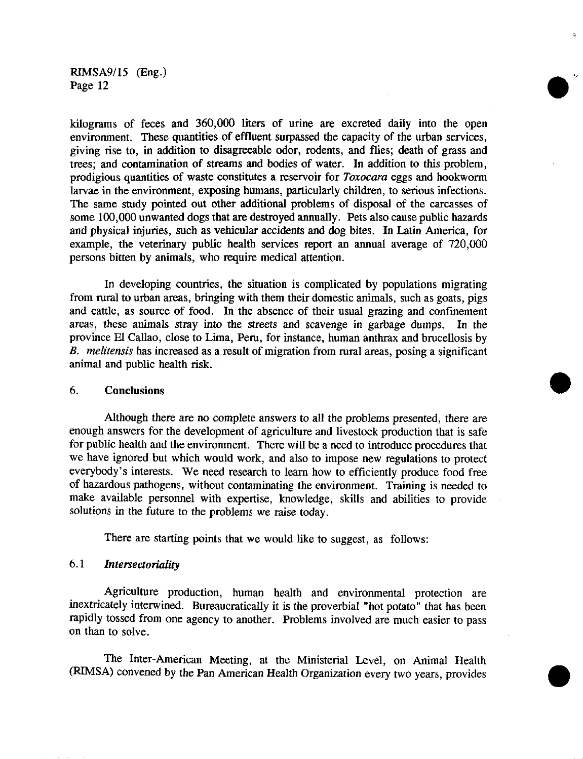kilograms of feces and 360,000 liters of urine are excreted daily into the open environment. These quantities of effluent surpassed the capacity of the urban services, giving rise to, in addition to disagreeable odor, rodents, and flies; death of grass and trees; and contamination of streams and bodies of water. In addition to this problem, prodigious quantities of waste constitutes a reservoir for *Toxocara* eggs and hookworm larvae in the environment, exposing humans, particularly children, to serious infections. The same study pointed out other additional problems of disposal of the carcasses of some 100,000 unwanted dogs that are destroyed annually. Pets also cause public hazards and physical injuries, such as vehicular accidents and dog bites. In Latin America, for example, the veterinary public health services report an annual average of 720,000 persons bitten by animals, who require medical attention.

In developing countries, the situation is complicated by populations migrating from rural to urban areas, bringing with them their domestic animals, such as goats, pigs and cattle, as source of food. In the absence of their usual grazing and confinement areas, these animals stray into the streets and scavenge in garbage dumps. In the province El Callao, close to Lima, Peru, for instance, human anthrax and brucellosis by *B. melitensis* has increased as a result of migration from rural areas, posing a significant animal and public health risk.

## 6. Conclusions

Although there are no complete answers to all the problems presented, there are enough answers for the development of agriculture and livestock production that is safe for public health and the environment. There will be a need to introduce procedures that we have ignored but which would work, and also to impose new regulations to protect everybody's interests. We need research to learn how to efficiently produce food free of hazardous pathogens, without contaminating the environment. Training is needed to make available personnel with expertise, knowledge, skills and abilities to provide solutions in the future to the problems we raise today.

There are starting points that we would like to suggest, as follows:

### 6.1 *Intersectoriality*

Agriculture production, human health and environmental protection are inextricately interwined. Bureaucratically it is the proverbial "hot potato" that has been rapidly tossed from one agency to another. Problems involved are much easier to pass on than to solve.

The Inter-American Meeting, at the Ministerial Level, on Animal Health (RIMSA) convened by the Pan American Health Organization every two years, provides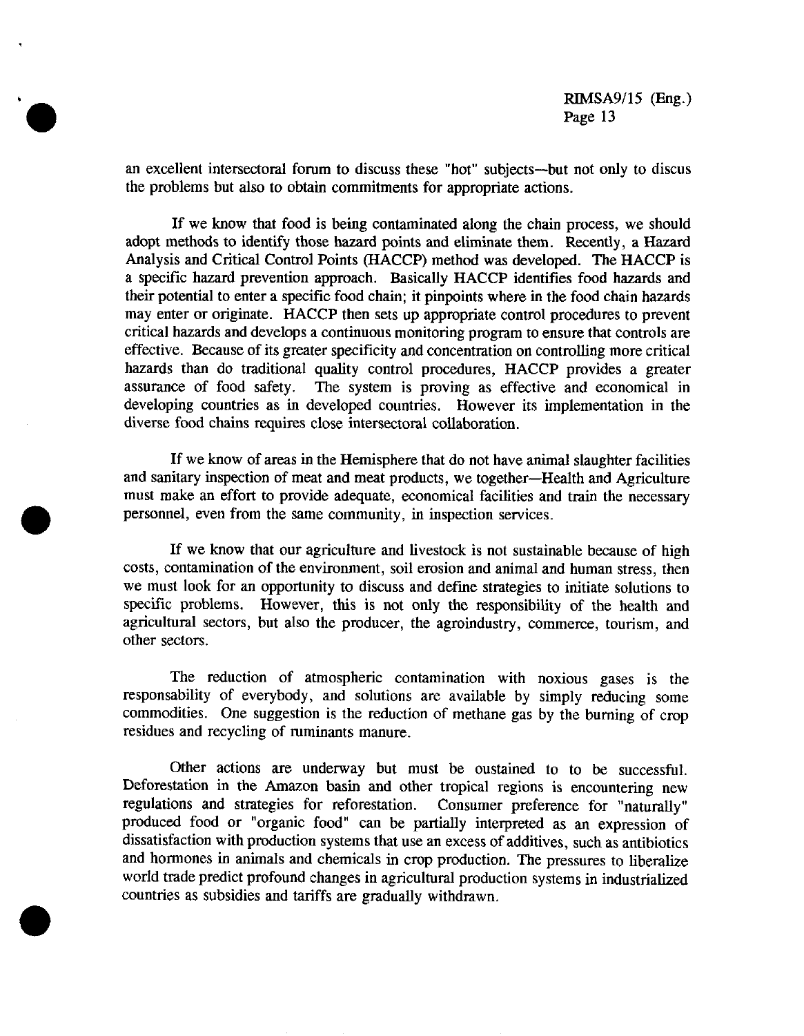an excellent intersectoral forum to discuss these "hot" subjects—but not only to discus the problems but also to obtain commitments for appropriate actions.

If we know that food is being contaminated along the chain process, we should adopt methods to identify those hazard points and eliminate them. Recently, a Hazard Analysis and Critical Control Points (HACCP) method was developed. The HACCP is a specific hazard prevention approach. Basically HACCP identifies food hazards and their potential to enter a specific food chain; it pinpoints where in the food chain hazards may enter or originate. HACCP then sets up appropriate control procedures to prevent critical hazards and develops a continuous monitoring program to ensure that controls are effective. Because of its greater specificity and concentration on controlling more critical hazards than do traditional quality control procedures, HACCP provides a greater assurance of food safety. The system is proving as effective and economical in developing countries as in developed countries. However its implementation in the diverse food chains requires close intersectoral collaboration.

If we know of areas in the Hemisphere that do not have animal slaughter facilities and sanitary inspection of meat and meat products, we together—Health and Agriculture must make an effort to provide adequate, economical facilities and train the necessary personnel, even from the same community, in inspection services.

If we know that our agriculture and livestock is not sustainable because of high costs, contamination of the environment, soil erosion and animal and human stress, then we must look for an opportunity to discuss and define strategies to initiate solutions to specific problems. However, this is not only the responsibility of the health and agricultural sectors, but also the producer, the agroindustry, commerce, tourism, and other sectors.

The reduction of atmospheric contamination with noxious gases is the responsability of everybody, and solutions are available by simply reducing some commodities. One suggestion is the reduction of methane gas by the burning of crop residues and recycling of ruminants manure.

Other actions are underway but must be oustained to to be successful. Deforestation in the Amazon basin and other tropical regions is encountering new regulations and strategies for reforestation. Consumer preference for "naturally" produced food or "organic food" can be partially interpreted as an expression of dissatisfaction with production systems that use an excess of additives, such as antibiotics and hormones in animals and chemicals in crop production. The pressures to liberalize world trade predict profound changes in agricultural production systems in industrialized countries as subsidies and tariffs are gradually withdrawn.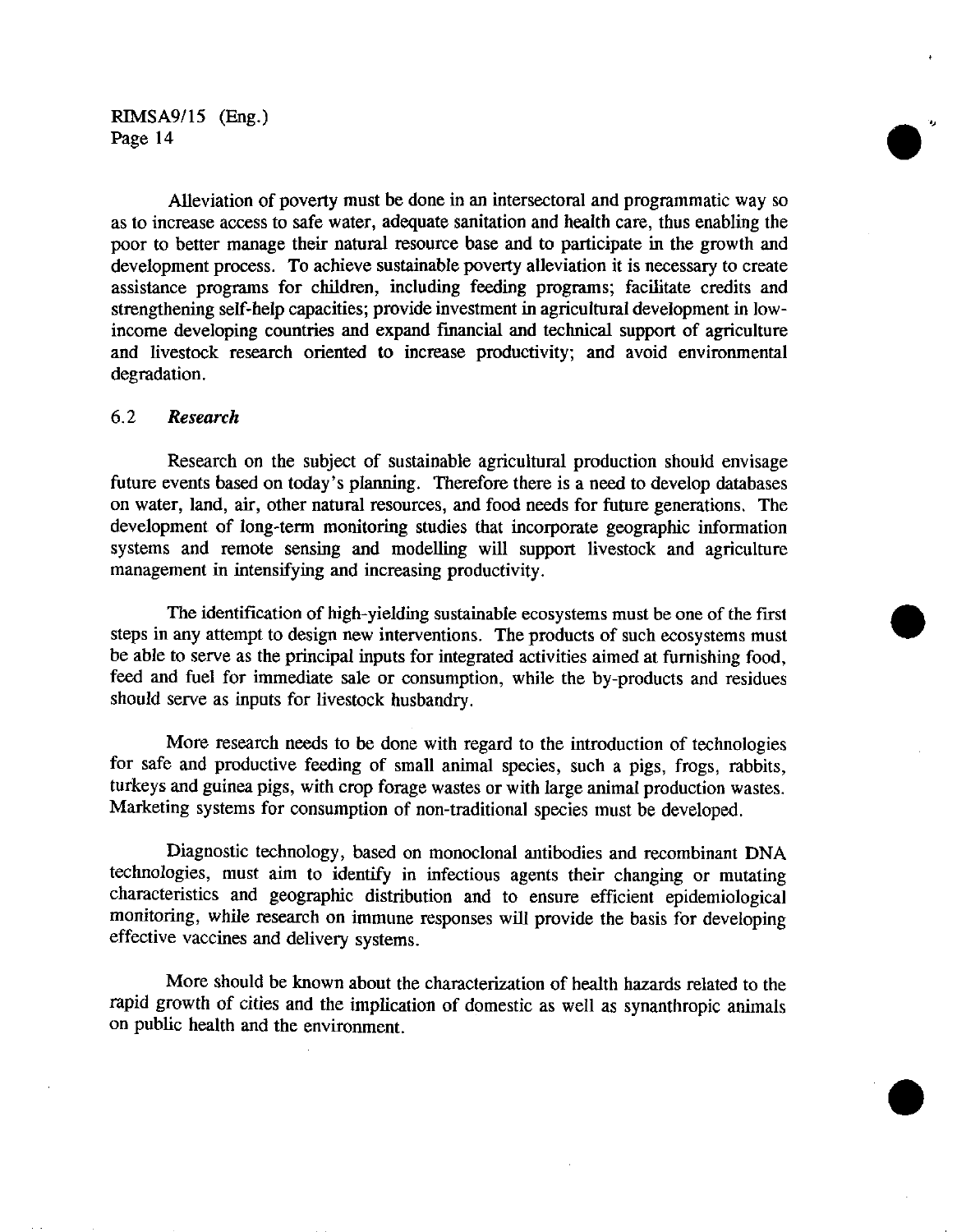Alleviation of poverty must be done in an intersectoral and programmatic way so as to increase access to safe water, adequate sanitation and health care, thus enabling the poor to better manage their natural resource base and to participate in the growth and development process. To achieve sustainable poverty alleviation it is necessary to create assistance programs for children, including feeding programs; facilitate credits and strengthening self-help capacities; provide investment in agricultural development in low-income developing countries and expand financial and technical support of agriculture and livestock research oriented to increase productivity; and avoid environmental degradation.

### 6.2 *Research*

Research on the subject of sustainable agricultural production should envisage future events based on today's planning. Therefore there is a need to develop databases on water, land, air, other natural resources, and food needs for future generations. The development of long-term monitoring studies that incorporate geographic information systems and remote sensing and modelling will support livestock and agriculture management in intensifying and increasing productivity.

The identification of high-yielding sustainable ecosystems must be one of the first steps in any attempt to design new interventions. The products of such ecosystems must be able to serve as the principal inputs for integrated activities aimed at furnishing food, feed and fuel for immediate sale or consumption, while the by-products and residues should serve as inputs for livestock husbandry.

More research needs to be done with regard to the introduction of technologies for safe and productive feeding of small animal species, such a pigs, frogs, rabbits, turkeys and guinea pigs, with crop forage wastes or with large animal production wastes. Marketing systems for consumption of non-traditional species must be developed.

Diagnostic technology, based on monoclonal antibodies and recombinant DNA technologies, must aim to identify in infectious agents their changing or mutating characteristics and geographic distribution and to ensure efficient epidemiological monitoring, while research on immune responses will provide the basis for developing effective vaccines and delivery systems.

More should be known about the characterization of health hazards related to the rapid growth of cities and the implication of domestic as well as synanthropic animals on public health and the environment.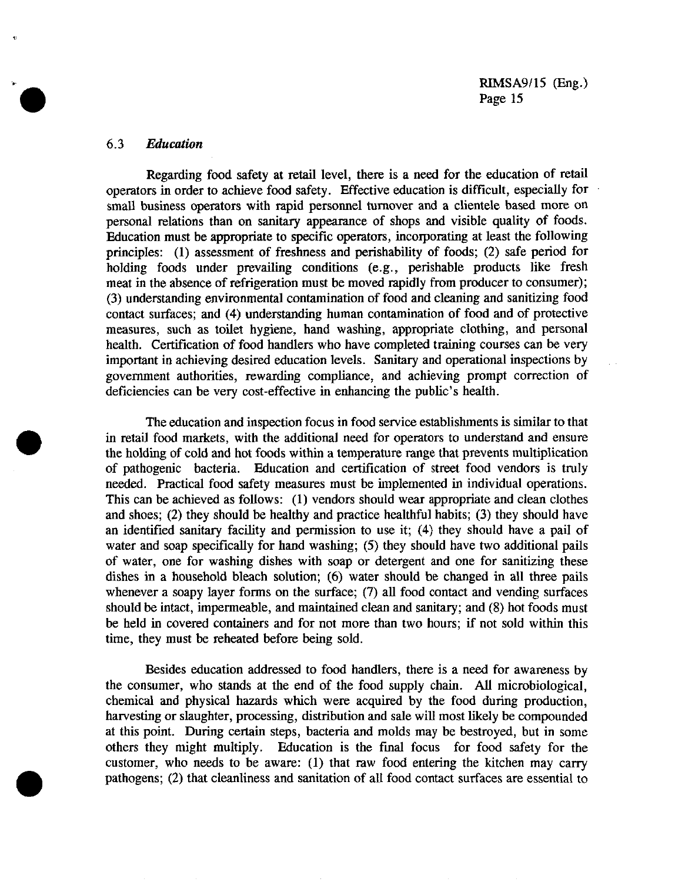### 6.3 *Education*

Regarding food safety at retail level, there is a need for the education of retail operators in order to achieve food safety. Effective education is difficult, especially for small business operators with rapid personnel turnover and a clientele based more on personal relations than on sanitary appearance of shops and visible quality of foods. Education must be appropriate to specific operators, incorporating at least the following principles: (1) assessment of freshness and perishability of foods; (2) safe period for holding foods under prevailing conditions (e.g., perishable products like fresh meat in the absence of refrigeration must be moved rapidly from producer to consumer); (3) understanding environmental contamination of food and cleaning and sanitizing food contact surfaces; and (4) understanding human contamination of food and of protective measures, such as toilet hygiene, hand washing, appropriate clothing, and personal health. Certification of food handlers who have completed training courses can be very important in achieving desired education levels. Sanitary and operational inspections by government authorities, rewarding compliance, and achieving prompt correction of deficiencies can be very cost-effective in enhancing the public's health.

The education and inspection focus in food service establishments is similar to that in retail food markets, with the additional need for operators to understand and ensure the holding of cold and hot foods within a temperature range that prevents multiplication of pathogenic bacteria. Education and certification of street food vendors is truly needed. Practical food safety measures must be implemented in individual operations. This can be achieved as follows: (1) vendors should wear appropriate and clean clothes and shoes; (2) they should be healthy and practice healthful habits; (3) they should have an identified sanitary facility and permission to use it; (4) they should have a pail of water and soap specifically for hand washing; (5) they should have two additional pails of water, one for washing dishes with soap or detergent and one for sanitizing these dishes in a household bleach solution; (6) water should be changed in all three pails whenever a soapy layer forms on the surface; (7) all food contact and vending surfaces should be intact, impermeable, and maintained clean and sanitary; and (8) hot foods must be held in covered containers and for not more than two hours; if not sold within this time, they must be reheated before being sold.

Besides education addressed to food handlers, there is a need for awareness by the consumer, who stands at the end of the food supply chain. All microbiological, chemical and physical hazards which were acquired by the food during production, harvesting or slaughter, processing, distribution and sale will most likely be compounded at this point. During certain steps, bacteria and molds may be bestroyed, but in some others they might multiply. Education is the final focus for food safety for the customer, who needs to be aware: (1) that raw food entering the kitchen may carry pathogens; (2) that cleanliness and sanitation of all food contact surfaces are essential to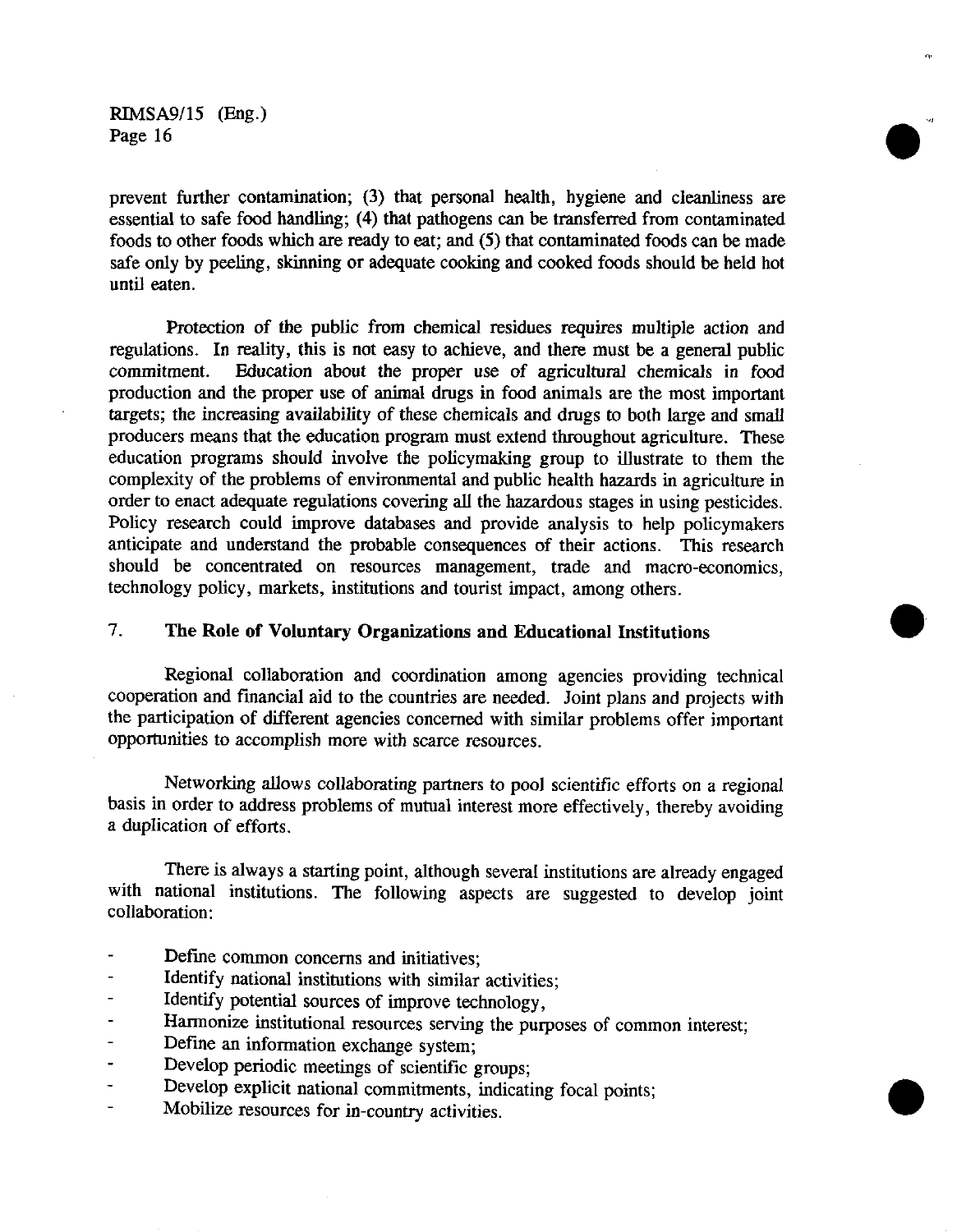prevent further contamination; (3) that personal health, hygiene and cleanliness are essential to safe food handling; (4) that pathogens can be transferred from contaminated foods to other foods which are ready to eat; and (5) that contaminated foods can be made safe only by peeling, skinning or adequate cooking and cooked foods should be held hot until eaten.

Protection of the public from chemical residues requires multiple action and regulations. In reality, this is not easy to achieve, and there must be a general public commitment. Education about the proper use of agricultural chemicals in food production and the proper use of animal drugs in food animals are the most important targets; the increasing availability of these chemicals and drugs to both large and small producers means that the education program must extend throughout agriculture. These education programs should involve the policymaking group to illustrate to them the complexity of the problems of environmental and public health hazards in agriculture in order to enact adequate regulations covering all the hazardous stages in using pesticides. Policy research could improve databases and provide analysis to help policymakers anticipate and understand the probable consequences of their actions. This research should be concentrated on resources management, trade and macro-economics, technology policy, markets, institutions and tourist impact, among others.

## 7. The Role of Voluntary Organizations and Educational Institutions

Regional collaboration and coordination among agencies providing technical cooperation and financial aid to the countries are needed. Joint plans and projects with the participation of different agencies concerned with similar problems offer important opportunities to accomplish more with scarce resources.

Networking allows collaborating partners to pool scientific efforts on a regional basis in order to address problems of mutual interest more effectively, thereby avoiding a duplication of efforts.

There is always a starting point, although several institutions are already engaged with national institutions. The following aspects are suggested to develop joint collaboration:

- Define common concerns and initiatives;
- Identify national institutions with similar activities;
- Identify potential sources of improve technology,
- Harmonize institutional resources serving the purposes of common interest;
- Define an information exchange system;
- Develop periodic meetings of scientific groups;
- Develop explicit national commitments, indicating focal points;
- Mobilize resources for in-country activities.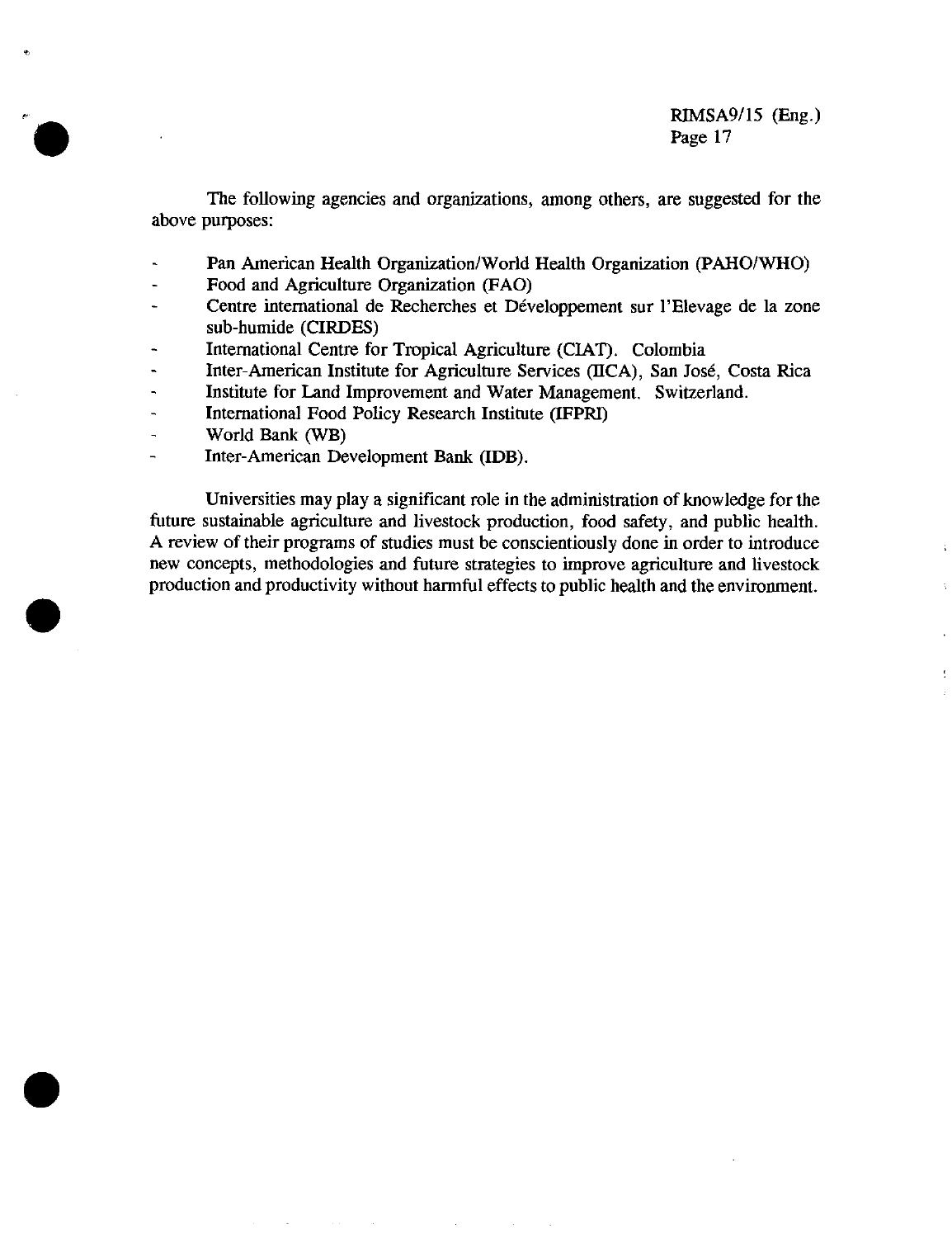The following agencies and organizations, among others, are suggested for the above purposes:

- Pan American Health Organization/World Health Organization (PAHO/WHO)
- Food and Agriculture Organization (FAO)
- Centre international de Recherches et Développement sur l'Elevage de la zone sub-humide (CIRDES)
- International Centre for Tropical Agriculture (CIAT). Colombia
- Inter-American Institute for Agriculture Services (IICA), San José, Costa Rica
- Institute for Land Improvement and Water Management. Switzerland.
- International Food Policy Research Institute (IFPRI)
- World Bank (WB)
- Inter-American Development Bank (IDB).

Universities may play a significant role in the administration of knowledge for the future sustainable agriculture and livestock production, food safety, and public health. A review of their programs of studies must be conscientiously done in order to introduce new concepts, methodologies and future strategies to improve agriculture and livestock production and productivity without harmful effects to public health and the environment.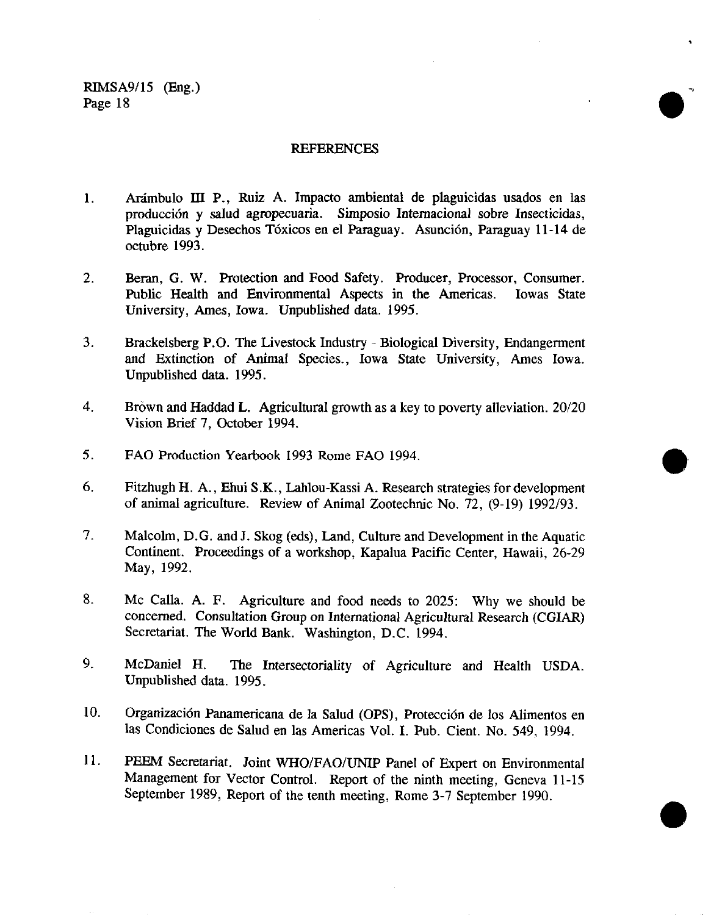## REFERENCES

1. Arámbulo III P., Ruiz A. Impacto ambiental de plaguicidas usados en las producción y salud agropecuaria. Simposio Internacional sobre Insecticidas, Plaguicidas y Desechos Tóxicos en el Paraguay. Asunción, Paraguay 11-14 de octubre 1993.

2. Beran, G. W. Protection and Food Safety. Producer, Processor, Consumer. Public Health and Environmental Aspects in the Americas. Iowas State University, Ames, Iowa. Unpublished data. 1995.

3. Brackelsberg P.O. The Livestock Industry - Biological Diversity, Endangerment and Extinction of Animal Species., Iowa State University, Ames Iowa. Unpublished data. 1995.

4. Brown and Haddad L. Agricultural growth as a key to poverty alleviation. 20/20 Vision Brief 7, October 1994.

5. FAO Production Yearbook 1993 Rome FAO 1994.

6. Fitzhugh H. A., Ehui S.K., Lahlou-Kassi A. Research strategies for development of animal agriculture. Review of Animal Zootechnic No. 72, (9-19) 1992/93.

7. Malcolm, D.G. and J. Skog (eds), Land, Culture and Development in the Aquatic Continent. Proceedings of a workshop, Kapalua Pacific Center, Hawaii, 26-29 May, 1992.

8. Mc Calla. A. F. Agriculture and food needs to 2025: Why we should be concerned. Consultation Group on International Agricultural Research (CGIAR) Secretariat. The World Bank. Washington, D.C. 1994.

9. McDaniel H. The Intersectoriality of Agriculture and Health USDA. Unpublished data. 1995.

10. Organización Panamericana de la Salud (OPS), Protección de los Alimentos en las Condiciones de Salud en las Americas Vol. I. Pub. Cient. No. 549, 1994.

11. PEEM Secretariat. Joint WHO/FAO/UNIP Panel of Expert on Environmental Management for Vector Control. Report of the ninth meeting, Geneva 11-15 September 1989, Report of the tenth meeting, Rome 3-7 September 1990.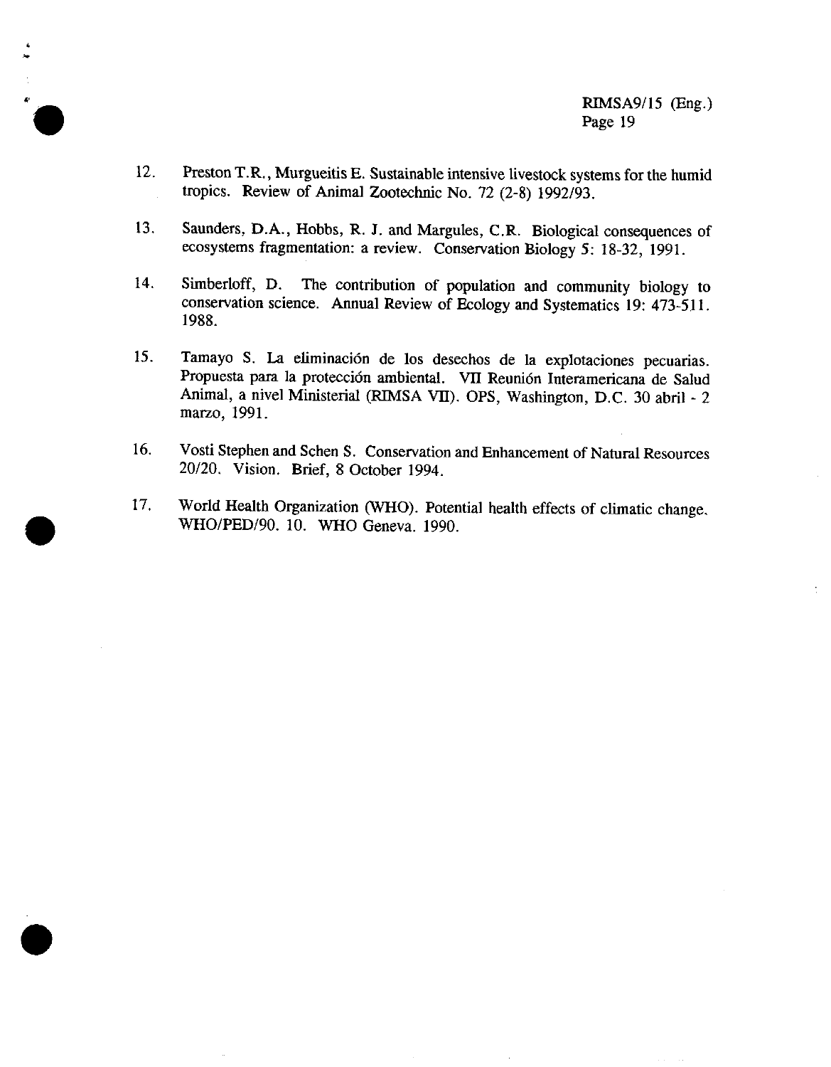12. Preston T.R., Murgueitis E. Sustainable intensive livestock systems for the humid tropics. Review of Animal Zootechnic No. 72 (2-8) 1992/93.

13. Saunders, D.A., Hobbs, R. J. and Margules, C.R. Biological consequences of ecosystems fragmentation: a review. Conservation Biology 5: 18-32, 1991.

14. Simberloff, D. The contribution of population and community biology to conservation science. Annual Review of Ecology and Systematics 19: 473-511. 1988.

15. Tamayo S. La eliminación de los desechos de la explotaciones pecuarias. Propuesta para la protección ambiental. VII Reunión Interamericana de Salud Animal, a nivel Ministerial (RIMSA VII). OPS, Washington, D.C. 30 abril - 2 marzo, 1991.

16. Vosti Stephen and Schen S. Conservation and Enhancement of Natural Resources 20/20. Vision. Brief, 8 October 1994.

17. World Health Organization (WHO). Potential health effects of climatic change. WHO/PED/90. 10. WHO Geneva. 1990.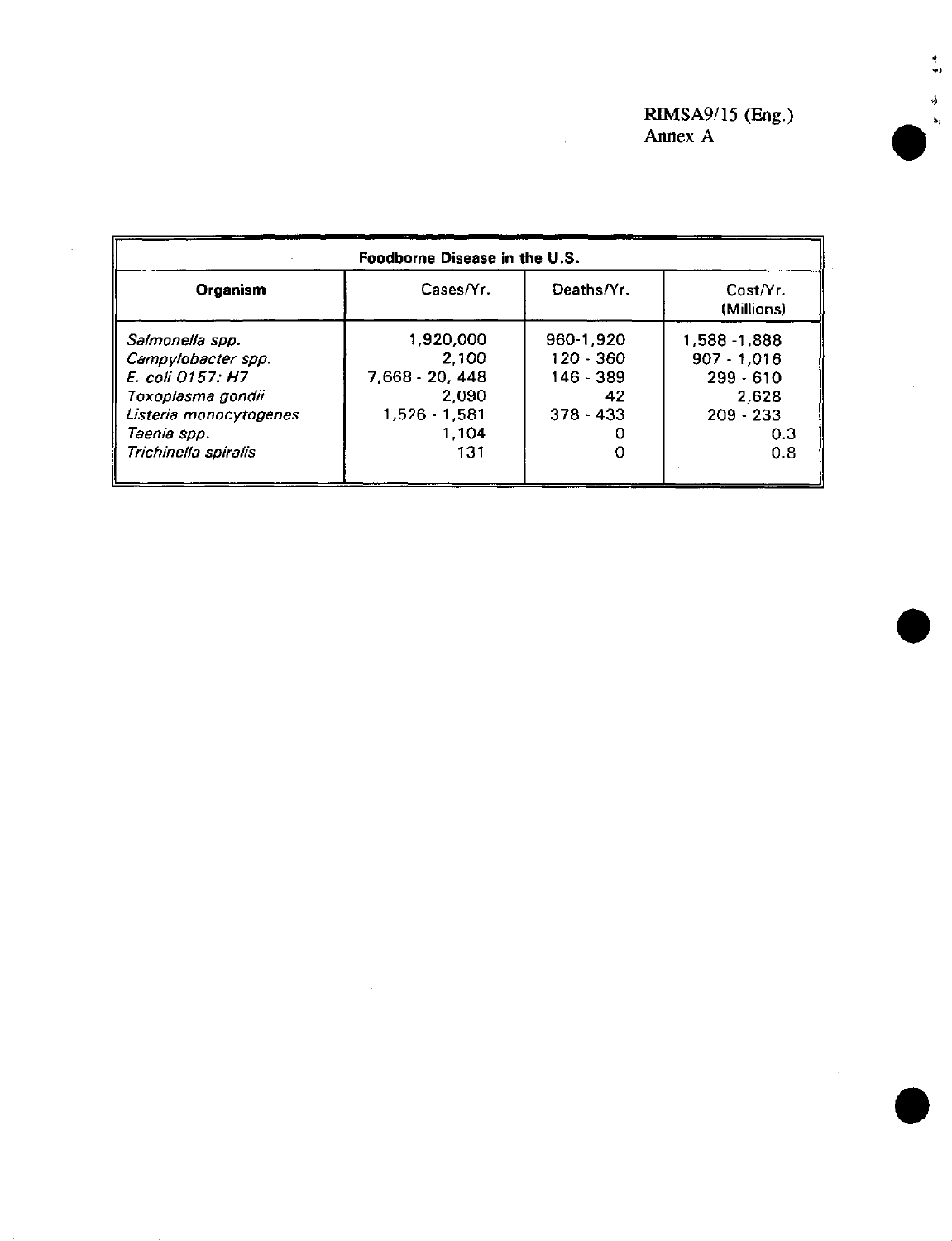RIMSA9/15 (Eng.)
Annex A

| Foodborne Disease in the U.S. | | | |
| --- | --- | --- | --- |
| **Organism** | Cases/Yr. | Deaths/Yr. | Cost/Yr. (Millions) |
| *Salmonella spp.* | 1,920,000 | 960-1,920 | 1,588 -1,888 |
| *Campylobacter spp.* | 2,100 | 120 - 360 | 907 - 1,016 |
| *E. coli O157: H7* | 7,668 - 20, 448 | 146 - 389 | 299 - 610 |
| *Toxoplasma gondii* | 2,090 | 42 | 2,628 |
| *Listeria monocytogenes* | 1,526 - 1,581 | 378 - 433 | 209 - 233 |
| *Taenia spp.* | 1,104 | 0 | 0.3 |
| *Trichinella spiralis* | 131 | 0 | 0.8 |